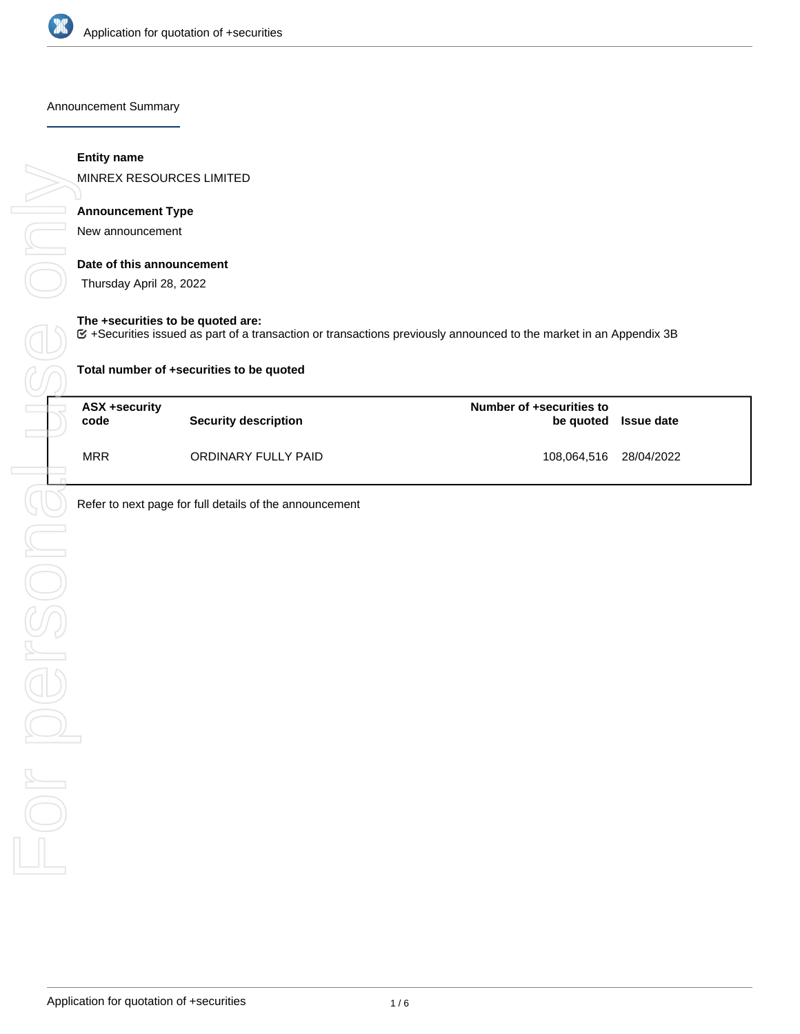## Announcement Summary

**Entity name**

MINREX RESOURCES LIMITED

**Announcement Type**

New announcement

**Date of this announcement**

Thursday April 28, 2022

**The +securities to be quoted are:**

☑ +Securities issued as part of a transaction or transactions previously announced to the market in an Appendix 3B

**Total number of +securities to be quoted**

| ASX +security code | Security description | Number of +securities to be quoted | Issue date |
|---|---|---|---|
| MRR | ORDINARY FULLY PAID | 108,064,516 | 28/04/2022 |

Refer to next page for full details of the announcement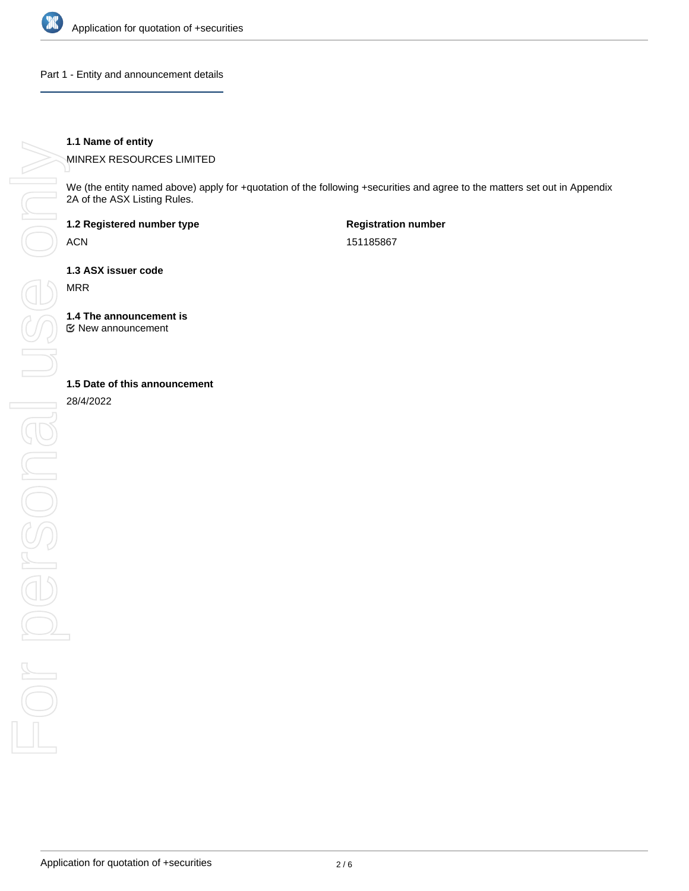## Part 1 - Entity and announcement details

**1.1 Name of entity**

MINREX RESOURCES LIMITED

We (the entity named above) apply for +quotation of the following +securities and agree to the matters set out in Appendix 2A of the ASX Listing Rules.

| **1.2 Registered number type** | **Registration number** |
|---|---|
| ACN | 151185867 |

**1.3 ASX issuer code**

MRR

**1.4 The announcement is**

☑ New announcement

**1.5 Date of this announcement**

28/4/2022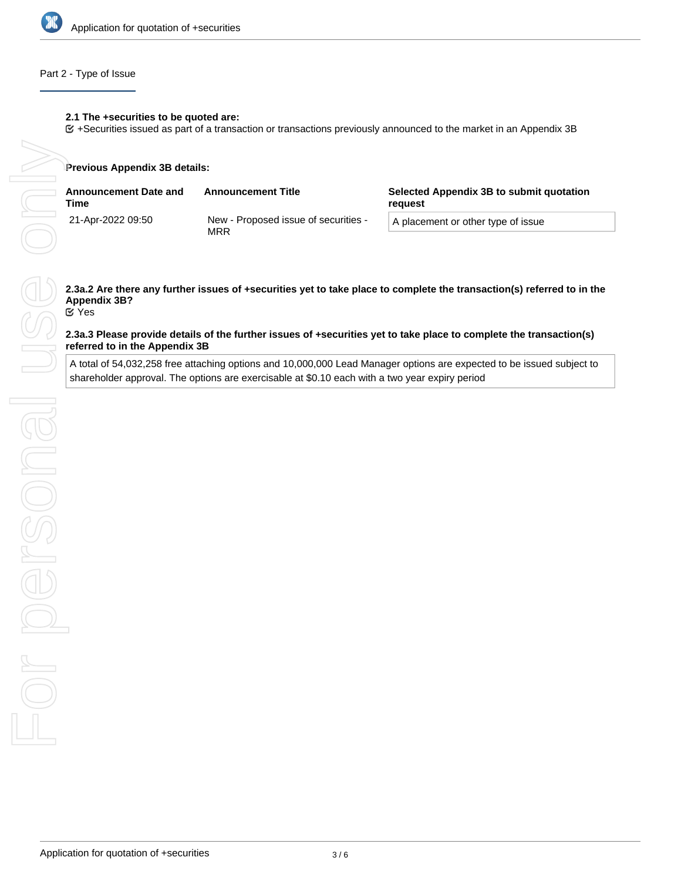## Part 2 - Type of Issue

**2.1 The +securities to be quoted are:**

☑ +Securities issued as part of a transaction or transactions previously announced to the market in an Appendix 3B

**Previous Appendix 3B details:**

| Announcement Date and Time | Announcement Title | Selected Appendix 3B to submit quotation request |
| --- | --- | --- |
| 21-Apr-2022 09:50 | New - Proposed issue of securities - MRR | A placement or other type of issue |

**2.3a.2 Are there any further issues of +securities yet to take place to complete the transaction(s) referred to in the Appendix 3B?**

☑ Yes

**2.3a.3 Please provide details of the further issues of +securities yet to take place to complete the transaction(s) referred to in the Appendix 3B**

A total of 54,032,258 free attaching options and 10,000,000 Lead Manager options are expected to be issued subject to shareholder approval. The options are exercisable at $0.10 each with a two year expiry period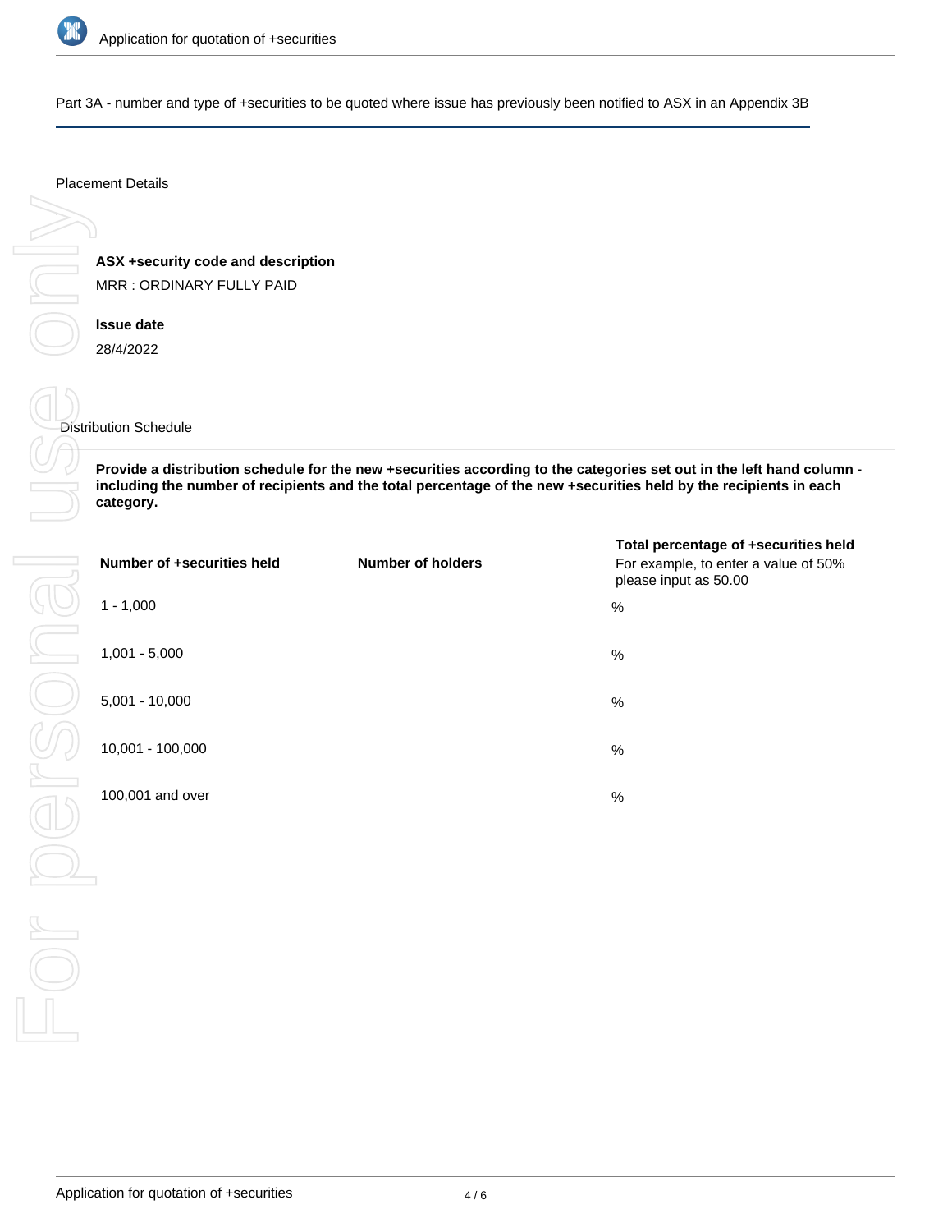Part 3A - number and type of +securities to be quoted where issue has previously been notified to ASX in an Appendix 3B

Placement Details

**ASX +security code and description**

MRR : ORDINARY FULLY PAID

**Issue date**

28/4/2022

Distribution Schedule

**Provide a distribution schedule for the new +securities according to the categories set out in the left hand column - including the number of recipients and the total percentage of the new +securities held by the recipients in each category.**

| Number of +securities held | Number of holders | Total percentage of +securities held<br>For example, to enter a value of 50% please input as 50.00 |
|---|---|---|
| 1 - 1,000 | | % |
| 1,001 - 5,000 | | % |
| 5,001 - 10,000 | | % |
| 10,001 - 100,000 | | % |
| 100,001 and over | | % |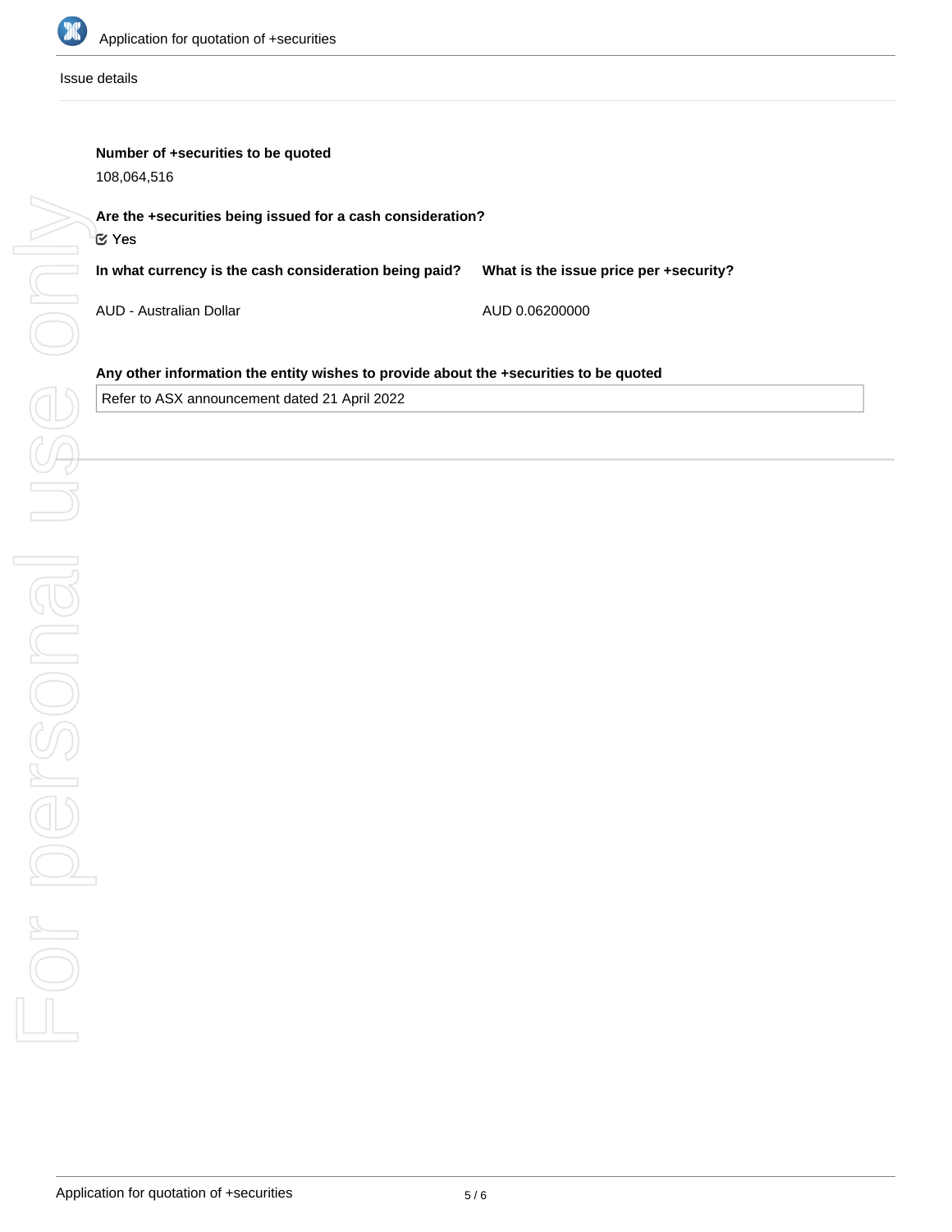Issue details

**Number of +securities to be quoted**

108,064,516

**Are the +securities being issued for a cash consideration?**

☑ Yes

**In what currency is the cash consideration being paid?**

AUD - Australian Dollar

**What is the issue price per +security?**

AUD 0.06200000

**Any other information the entity wishes to provide about the +securities to be quoted**

Refer to ASX announcement dated 21 April 2022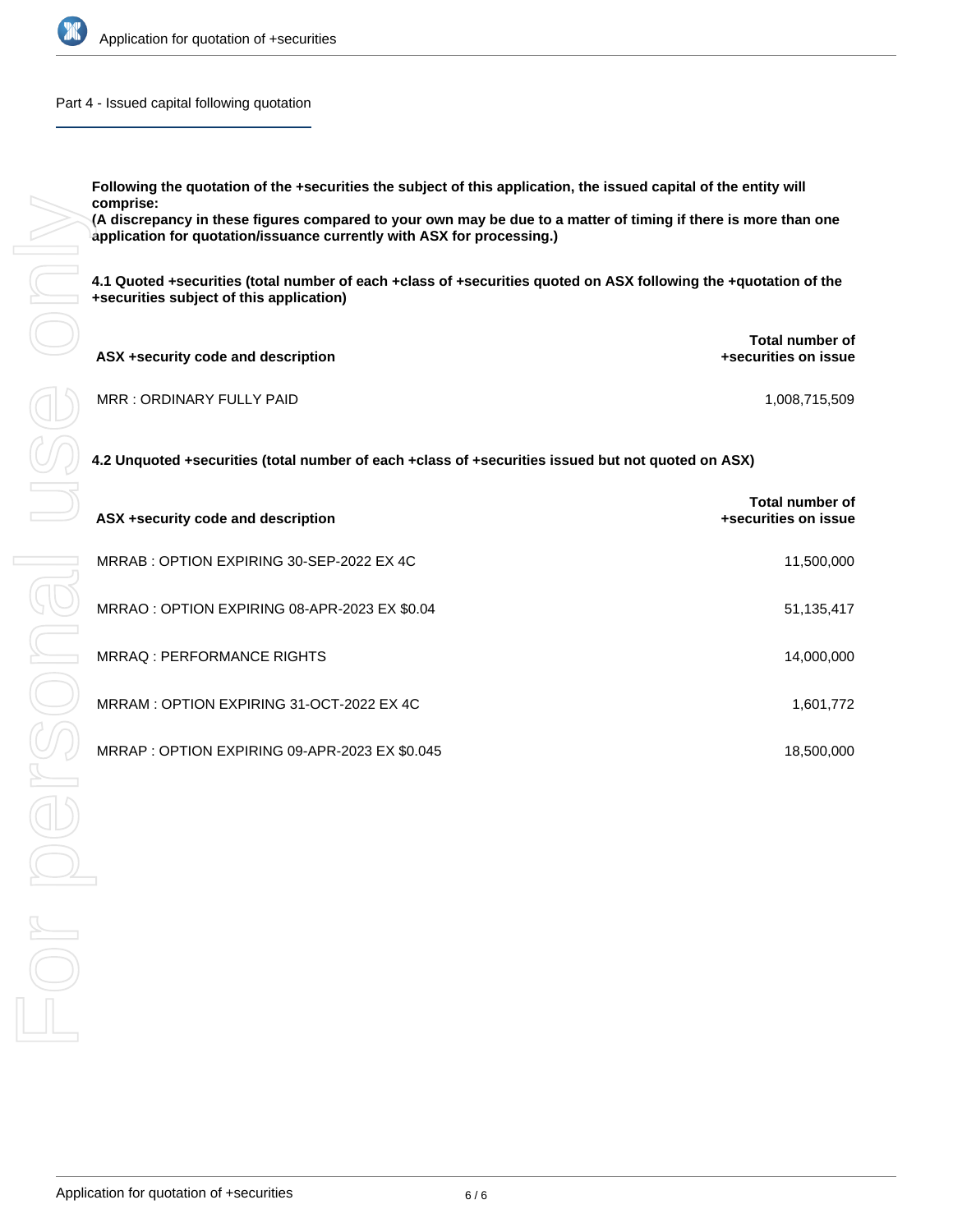## Part 4 - Issued capital following quotation

**Following the quotation of the +securities the subject of this application, the issued capital of the entity will comprise:**
**(A discrepancy in these figures compared to your own may be due to a matter of timing if there is more than one application for quotation/issuance currently with ASX for processing.)**

**4.1 Quoted +securities (total number of each +class of +securities quoted on ASX following the +quotation of the +securities subject of this application)**

| ASX +security code and description | Total number of +securities on issue |
|---|---|
| MRR : ORDINARY FULLY PAID | 1,008,715,509 |

**4.2 Unquoted +securities (total number of each +class of +securities issued but not quoted on ASX)**

| ASX +security code and description | Total number of +securities on issue |
|---|---|
| MRRAB : OPTION EXPIRING 30-SEP-2022 EX 4C | 11,500,000 |
| MRRAO : OPTION EXPIRING 08-APR-2023 EX $0.04 | 51,135,417 |
| MRRAQ : PERFORMANCE RIGHTS | 14,000,000 |
| MRRAM : OPTION EXPIRING 31-OCT-2022 EX 4C | 1,601,772 |
| MRRAP : OPTION EXPIRING 09-APR-2023 EX $0.045 | 18,500,000 |